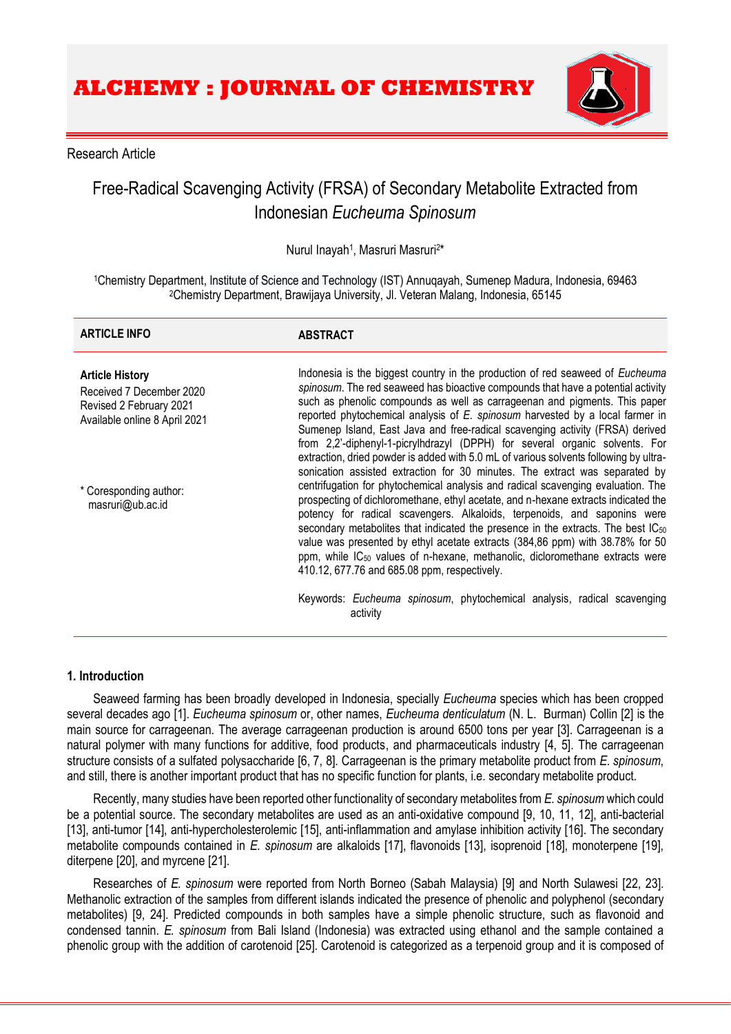ALCHEMY : JOURNAL OF CHEMISTRY

Research Article

# Free-Radical Scavenging Activity (FRSA) of Secondary Metabolite Extracted from Indonesian *Eucheuma Spinosum*

Nurul Inayah[1], Masruri Masruri[2]*

[1]Chemistry Department, Institute of Science and Technology (IST) Annuqayah, Sumenep Madura, Indonesia, 69463
[2]Chemistry Department, Brawijaya University, Jl. Veteran Malang, Indonesia, 65145

**ARTICLE INFO**

**Article History**
Received 7 December 2020
Revised 2 February 2021
Available online 8 April 2021

\* Coresponding author:
masruri@ub.ac.id

**ABSTRACT**

Indonesia is the biggest country in the production of red seaweed of *Eucheuma spinosum*. The red seaweed has bioactive compounds that have a potential activity such as phenolic compounds as well as carrageenan and pigments. This paper reported phytochemical analysis of *E. spinosum* harvested by a local farmer in Sumenep Island, East Java and free-radical scavenging activity (FRSA) derived from 2,2'-diphenyl-1-picrylhdrazyl (DPPH) for several organic solvents. For extraction, dried powder is added with 5.0 mL of various solvents following by ultra-sonication assisted extraction for 30 minutes. The extract was separated by centrifugation for phytochemical analysis and radical scavenging evaluation. The prospecting of dichloromethane, ethyl acetate, and n-hexane extracts indicated the potency for radical scavengers. Alkaloids, terpenoids, and saponins were secondary metabolites that indicated the presence in the extracts. The best $IC_{50}$ value was presented by ethyl acetate extracts (384,86 ppm) with 38.78% for 50 ppm, while $IC_{50}$ values of n-hexane, methanolic, dicloromethane extracts were 410.12, 677.76 and 685.08 ppm, respectively.

Keywords: *Eucheuma spinosum*, phytochemical analysis, radical scavenging activity

## 1. Introduction

Seaweed farming has been broadly developed in Indonesia, specially *Eucheuma* species which has been cropped several decades ago [1]. *Eucheuma spinosum* or, other names, *Eucheuma denticulatum* (N. L. Burman) Collin [2] is the main source for carrageenan. The average carrageenan production is around 6500 tons per year [3]. Carrageenan is a natural polymer with many functions for additive, food products, and pharmaceuticals industry [4, 5]. The carrageenan structure consists of a sulfated polysaccharide [6, 7, 8]. Carrageenan is the primary metabolite product from *E. spinosum*, and still, there is another important product that has no specific function for plants, i.e. secondary metabolite product.

Recently, many studies have been reported other functionality of secondary metabolites from *E. spinosum* which could be a potential source. The secondary metabolites are used as an anti-oxidative compound [9, 10, 11, 12], anti-bacterial [13], anti-tumor [14], anti-hypercholesterolemic [15], anti-inflammation and amylase inhibition activity [16]. The secondary metabolite compounds contained in *E. spinosum* are alkaloids [17], flavonoids [13], isoprenoid [18], monoterpene [19], diterpene [20], and myrcene [21].

Researches of *E. spinosum* were reported from North Borneo (Sabah Malaysia) [9] and North Sulawesi [22, 23]. Methanolic extraction of the samples from different islands indicated the presence of phenolic and polyphenol (secondary metabolites) [9, 24]. Predicted compounds in both samples have a simple phenolic structure, such as flavonoid and condensed tannin. *E. spinosum* from Bali Island (Indonesia) was extracted using ethanol and the sample contained a phenolic group with the addition of carotenoid [25]. Carotenoid is categorized as a terpenoid group and it is composed of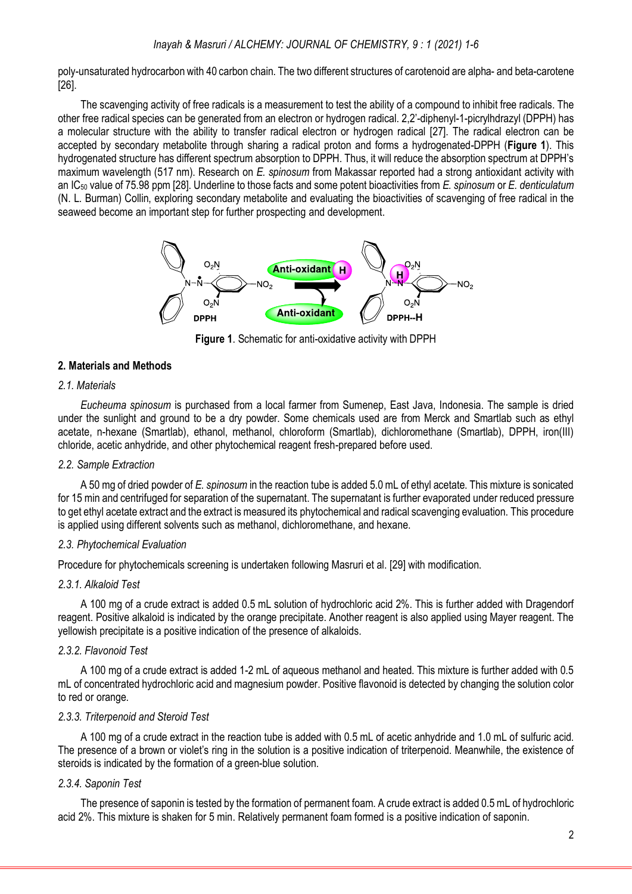poly-unsaturated hydrocarbon with 40 carbon chain. The two different structures of carotenoid are alpha- and beta-carotene [26].

The scavenging activity of free radicals is a measurement to test the ability of a compound to inhibit free radicals. The other free radical species can be generated from an electron or hydrogen radical. 2,2'-diphenyl-1-picrylhdrazyl (DPPH) has a molecular structure with the ability to transfer radical electron or hydrogen radical [27]. The radical electron can be accepted by secondary metabolite through sharing a radical proton and forms a hydrogenated-DPPH (**Figure 1**). This hydrogenated structure has different spectrum absorption to DPPH. Thus, it will reduce the absorption spectrum at DPPH's maximum wavelength (517 nm). Research on *E. spinosum* from Makassar reported had a strong antioxidant activity with an $IC_{50}$ value of 75.98 ppm [28]. Underline to those facts and some potent bioactivities from *E. spinosum* or *E. denticulatum* (N. L. Burman) Collin, exploring secondary metabolite and evaluating the bioactivities of scavenging of free radical in the seaweed become an important step for further prospecting and development.

**Figure 1**. Schematic for anti-oxidative activity with DPPH

## 2. Materials and Methods

### *2.1. Materials*

*Eucheuma spinosum* is purchased from a local farmer from Sumenep, East Java, Indonesia. The sample is dried under the sunlight and ground to be a dry powder. Some chemicals used are from Merck and Smartlab such as ethyl acetate, n-hexane (Smartlab), ethanol, methanol, chloroform (Smartlab), dichloromethane (Smartlab), DPPH, iron(III) chloride, acetic anhydride, and other phytochemical reagent fresh-prepared before used.

### *2.2. Sample Extraction*

A 50 mg of dried powder of *E. spinosum* in the reaction tube is added 5.0 mL of ethyl acetate. This mixture is sonicated for 15 min and centrifuged for separation of the supernatant. The supernatant is further evaporated under reduced pressure to get ethyl acetate extract and the extract is measured its phytochemical and radical scavenging evaluation. This procedure is applied using different solvents such as methanol, dichloromethane, and hexane.

### *2.3. Phytochemical Evaluation*

Procedure for phytochemicals screening is undertaken following Masruri et al. [29] with modification.

#### *2.3.1. Alkaloid Test*

A 100 mg of a crude extract is added 0.5 mL solution of hydrochloric acid 2%. This is further added with Dragendorf reagent. Positive alkaloid is indicated by the orange precipitate. Another reagent is also applied using Mayer reagent. The yellowish precipitate is a positive indication of the presence of alkaloids.

#### *2.3.2. Flavonoid Test*

A 100 mg of a crude extract is added 1-2 mL of aqueous methanol and heated. This mixture is further added with 0.5 mL of concentrated hydrochloric acid and magnesium powder. Positive flavonoid is detected by changing the solution color to red or orange.

#### *2.3.3. Triterpenoid and Steroid Test*

A 100 mg of a crude extract in the reaction tube is added with 0.5 mL of acetic anhydride and 1.0 mL of sulfuric acid. The presence of a brown or violet's ring in the solution is a positive indication of triterpenoid. Meanwhile, the existence of steroids is indicated by the formation of a green-blue solution.

#### *2.3.4. Saponin Test*

The presence of saponin is tested by the formation of permanent foam. A crude extract is added 0.5 mL of hydrochloric acid 2%. This mixture is shaken for 5 min. Relatively permanent foam formed is a positive indication of saponin.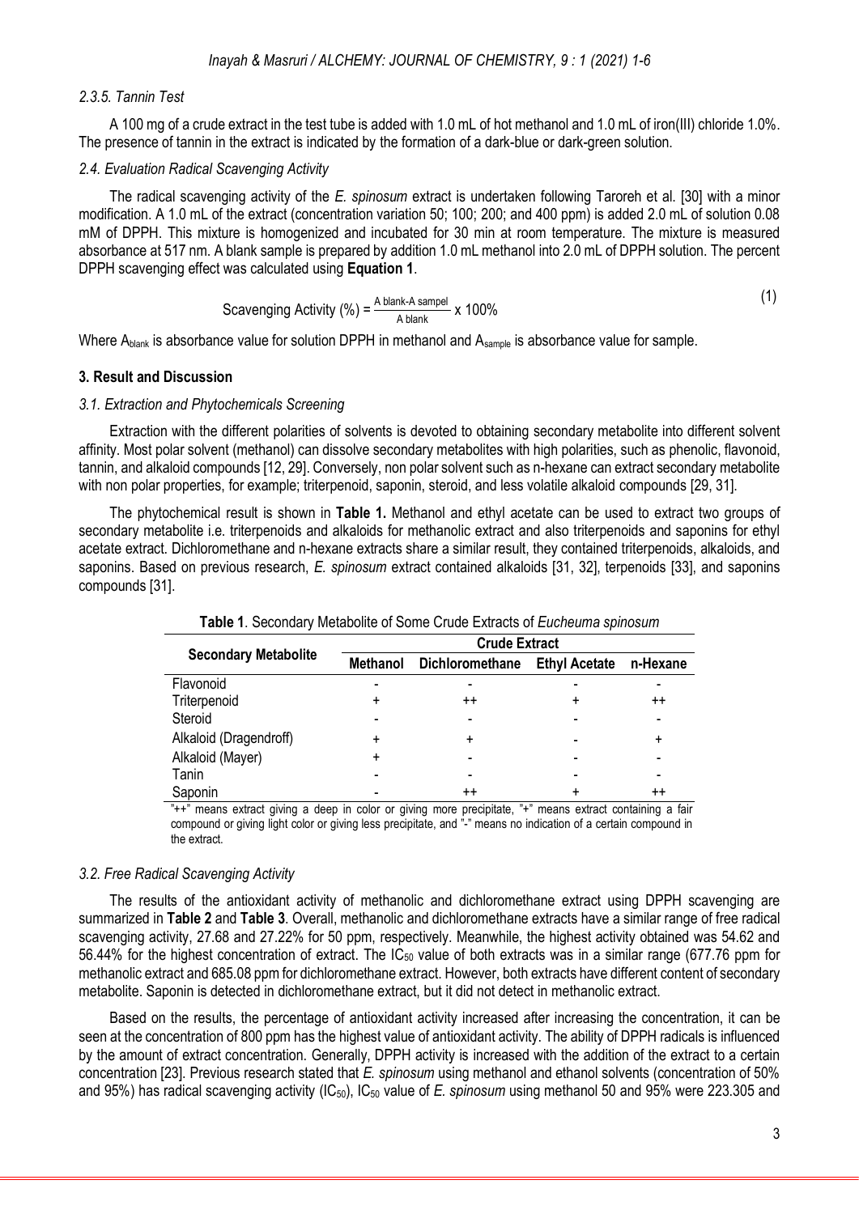### 2.3.5. Tannin Test

A 100 mg of a crude extract in the test tube is added with 1.0 mL of hot methanol and 1.0 mL of iron(III) chloride 1.0%. The presence of tannin in the extract is indicated by the formation of a dark-blue or dark-green solution.

### 2.4. Evaluation Radical Scavenging Activity

The radical scavenging activity of the *E. spinosum* extract is undertaken following Taroreh et al. [30] with a minor modification. A 1.0 mL of the extract (concentration variation 50; 100; 200; and 400 ppm) is added 2.0 mL of solution 0.08 mM of DPPH. This mixture is homogenized and incubated for 30 min at room temperature. The mixture is measured absorbance at 517 nm. A blank sample is prepared by addition 1.0 mL methanol into 2.0 mL of DPPH solution. The percent DPPH scavenging effect was calculated using **Equation 1**.

$$\text{Scavenging Activity (\%)} = \frac{\text{A blank} - \text{A sampel}}{\text{A blank}} \times 100\% \tag{1}$$

Where $A_{blank}$ is absorbance value for solution DPPH in methanol and $A_{sample}$ is absorbance value for sample.

## 3. Result and Discussion

### 3.1. Extraction and Phytochemicals Screening

Extraction with the different polarities of solvents is devoted to obtaining secondary metabolite into different solvent affinity. Most polar solvent (methanol) can dissolve secondary metabolites with high polarities, such as phenolic, flavonoid, tannin, and alkaloid compounds [12, 29]. Conversely, non polar solvent such as n-hexane can extract secondary metabolite with non polar properties, for example; triterpenoid, saponin, steroid, and less volatile alkaloid compounds [29, 31].

The phytochemical result is shown in **Table 1.** Methanol and ethyl acetate can be used to extract two groups of secondary metabolite i.e. triterpenoids and alkaloids for methanolic extract and also triterpenoids and saponins for ethyl acetate extract. Dichloromethane and n-hexane extracts share a similar result, they contained triterpenoids, alkaloids, and saponins. Based on previous research, *E. spinosum* extract contained alkaloids [31, 32], terpenoids [33], and saponins compounds [31].

**Table 1**. Secondary Metabolite of Some Crude Extracts of *Eucheuma spinosum*

| Secondary Metabolite | Crude Extract | | | |
|---|---|---|---|---|
| | Methanol | Dichloromethane | Ethyl Acetate | n-Hexane |
| Flavonoid | - | - | - | - |
| Triterpenoid | + | ++ | + | ++ |
| Steroid | - | - | - | - |
| Alkaloid (Dragendroff) | + | + | - | + |
| Alkaloid (Mayer) | + | - | - | - |
| Tanin | - | - | - | - |
| Saponin | - | ++ | + | ++ |

"++" means extract giving a deep in color or giving more precipitate, "+" means extract containing a fair compound or giving light color or giving less precipitate, and "-" means no indication of a certain compound in the extract.

### 3.2. Free Radical Scavenging Activity

The results of the antioxidant activity of methanolic and dichloromethane extract using DPPH scavenging are summarized in **Table 2** and **Table 3**. Overall, methanolic and dichloromethane extracts have a similar range of free radical scavenging activity, 27.68 and 27.22% for 50 ppm, respectively. Meanwhile, the highest activity obtained was 54.62 and 56.44% for the highest concentration of extract. The $IC_{50}$ value of both extracts was in a similar range (677.76 ppm for methanolic extract and 685.08 ppm for dichloromethane extract. However, both extracts have different content of secondary metabolite. Saponin is detected in dichloromethane extract, but it did not detect in methanolic extract.

Based on the results, the percentage of antioxidant activity increased after increasing the concentration, it can be seen at the concentration of 800 ppm has the highest value of antioxidant activity. The ability of DPPH radicals is influenced by the amount of extract concentration. Generally, DPPH activity is increased with the addition of the extract to a certain concentration [23]. Previous research stated that *E. spinosum* using methanol and ethanol solvents (concentration of 50% and 95%) has radical scavenging activity ($IC_{50}$), $IC_{50}$ value of *E. spinosum* using methanol 50 and 95% were 223.305 and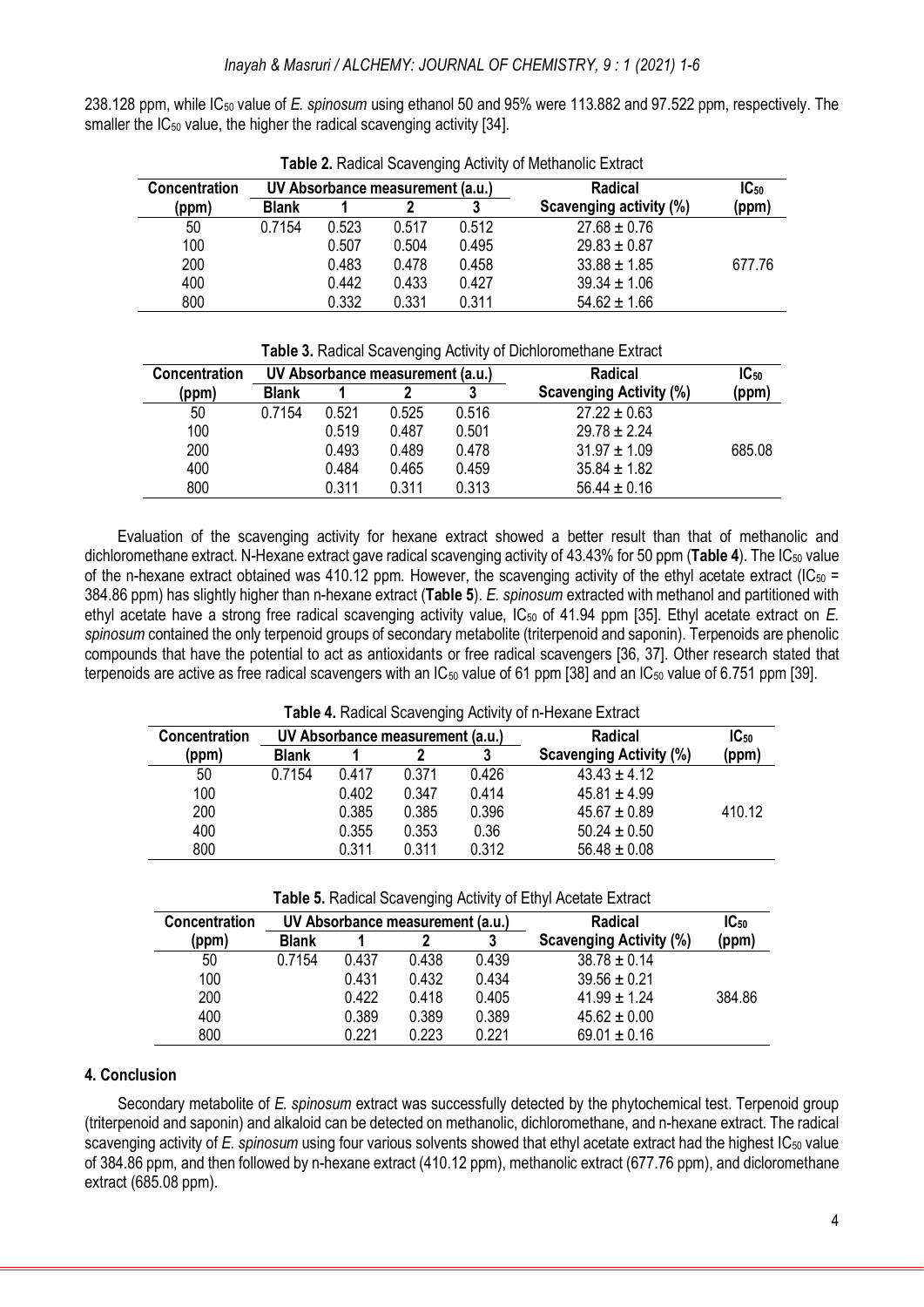238.128 ppm, while $IC_{50}$ value of *E. spinosum* using ethanol 50 and 95% were 113.882 and 97.522 ppm, respectively. The smaller the $IC_{50}$ value, the higher the radical scavenging activity [34].

**Table 2.** Radical Scavenging Activity of Methanolic Extract

| Concentration (ppm) | UV Absorbance measurement (a.u.) | | | | Radical Scavenging activity (%) | $IC_{50}$ (ppm) |
|---|---|---|---|---|---|---|
| | Blank | 1 | 2 | 3 | | |
| 50 | 0.7154 | 0.523 | 0.517 | 0.512 | 27.68 ± 0.76 | |
| 100 | | 0.507 | 0.504 | 0.495 | 29.83 ± 0.87 | |
| 200 | | 0.483 | 0.478 | 0.458 | 33.88 ± 1.85 | 677.76 |
| 400 | | 0.442 | 0.433 | 0.427 | 39.34 ± 1.06 | |
| 800 | | 0.332 | 0.331 | 0.311 | 54.62 ± 1.66 | |

**Table 3.** Radical Scavenging Activity of Dichloromethane Extract

| Concentration (ppm) | UV Absorbance measurement (a.u.) | | | | Radical Scavenging Activity (%) | $IC_{50}$ (ppm) |
|---|---|---|---|---|---|---|
| | Blank | 1 | 2 | 3 | | |
| 50 | 0.7154 | 0.521 | 0.525 | 0.516 | 27.22 ± 0.63 | |
| 100 | | 0.519 | 0.487 | 0.501 | 29.78 ± 2.24 | |
| 200 | | 0.493 | 0.489 | 0.478 | 31.97 ± 1.09 | 685.08 |
| 400 | | 0.484 | 0.465 | 0.459 | 35.84 ± 1.82 | |
| 800 | | 0.311 | 0.311 | 0.313 | 56.44 ± 0.16 | |

Evaluation of the scavenging activity for hexane extract showed a better result than that of methanolic and dichloromethane extract. N-Hexane extract gave radical scavenging activity of 43.43% for 50 ppm (**Table 4**). The $IC_{50}$ value of the n-hexane extract obtained was 410.12 ppm. However, the scavenging activity of the ethyl acetate extract ($IC_{50}$ = 384.86 ppm) has slightly higher than n-hexane extract (**Table 5**). *E. spinosum* extracted with methanol and partitioned with ethyl acetate have a strong free radical scavenging activity value, $IC_{50}$ of 41.94 ppm [35]. Ethyl acetate extract on *E. spinosum* contained the only terpenoid groups of secondary metabolite (triterpenoid and saponin). Terpenoids are phenolic compounds that have the potential to act as antioxidants or free radical scavengers [36, 37]. Other research stated that terpenoids are active as free radical scavengers with an $IC_{50}$ value of 61 ppm [38] and an $IC_{50}$ value of 6.751 ppm [39].

**Table 4.** Radical Scavenging Activity of n-Hexane Extract

| Concentration (ppm) | UV Absorbance measurement (a.u.) | | | | Radical Scavenging Activity (%) | $IC_{50}$ (ppm) |
|---|---|---|---|---|---|---|
| | Blank | 1 | 2 | 3 | | |
| 50 | 0.7154 | 0.417 | 0.371 | 0.426 | 43.43 ± 4.12 | |
| 100 | | 0.402 | 0.347 | 0.414 | 45.81 ± 4.99 | |
| 200 | | 0.385 | 0.385 | 0.396 | 45.67 ± 0.89 | 410.12 |
| 400 | | 0.355 | 0.353 | 0.36 | 50.24 ± 0.50 | |
| 800 | | 0.311 | 0.311 | 0.312 | 56.48 ± 0.08 | |

**Table 5.** Radical Scavenging Activity of Ethyl Acetate Extract

| Concentration (ppm) | UV Absorbance measurement (a.u.) | | | | Radical Scavenging Activity (%) | $IC_{50}$ (ppm) |
|---|---|---|---|---|---|---|
| | Blank | 1 | 2 | 3 | | |
| 50 | 0.7154 | 0.437 | 0.438 | 0.439 | 38.78 ± 0.14 | |
| 100 | | 0.431 | 0.432 | 0.434 | 39.56 ± 0.21 | |
| 200 | | 0.422 | 0.418 | 0.405 | 41.99 ± 1.24 | 384.86 |
| 400 | | 0.389 | 0.389 | 0.389 | 45.62 ± 0.00 | |
| 800 | | 0.221 | 0.223 | 0.221 | 69.01 ± 0.16 | |

## 4. Conclusion

Secondary metabolite of *E. spinosum* extract was successfully detected by the phytochemical test. Terpenoid group (triterpenoid and saponin) and alkaloid can be detected on methanolic, dichloromethane, and n-hexane extract. The radical scavenging activity of *E. spinosum* using four various solvents showed that ethyl acetate extract had the highest $IC_{50}$ value of 384.86 ppm, and then followed by n-hexane extract (410.12 ppm), methanolic extract (677.76 ppm), and dicloromethane extract (685.08 ppm).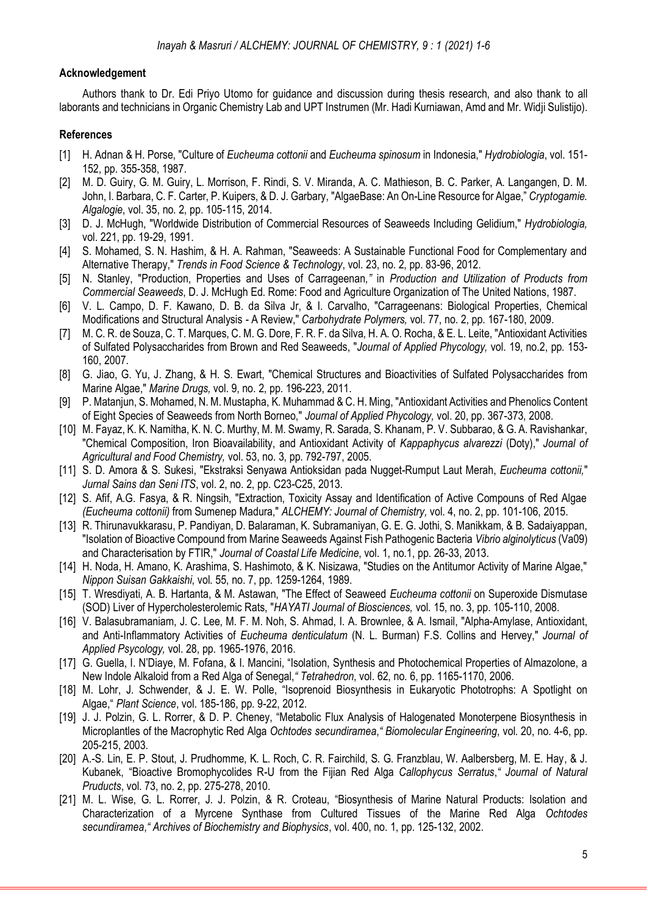## Acknowledgement

Authors thank to Dr. Edi Priyo Utomo for guidance and discussion during thesis research, and also thank to all laborants and technicians in Organic Chemistry Lab and UPT Instrumen (Mr. Hadi Kurniawan, Amd and Mr. Widji Sulistijo).

## References

[1] H. Adnan & H. Porse, "Culture of *Eucheuma cottonii* and *Eucheuma spinosum* in Indonesia," *Hydrobiologia*, vol. 151-152, pp. 355-358, 1987.

[2] M. D. Guiry, G. M. Guiry, L. Morrison, F. Rindi, S. V. Miranda, A. C. Mathieson, B. C. Parker, A. Langangen, D. M. John, I. Barbara, C. F. Carter, P. Kuipers, & D. J. Garbary, "AlgaeBase: An On-Line Resource for Algae," *Cryptogamie. Algalogie*, vol. 35, no. 2, pp. 105-115, 2014.

[3] D. J. McHugh, "Worldwide Distribution of Commercial Resources of Seaweeds Including Gelidium," *Hydrobiologia,* vol. 221, pp. 19-29, 1991.

[4] S. Mohamed, S. N. Hashim, & H. A. Rahman, "Seaweeds: A Sustainable Functional Food for Complementary and Alternative Therapy," *Trends in Food Science & Technology*, vol. 23, no. 2, pp. 83-96, 2012.

[5] N. Stanley, "Production, Properties and Uses of Carrageenan,*"* in *Production and Utilization of Products from Commercial Seaweeds*, D. J. McHugh Ed. Rome: Food and Agriculture Organization of The United Nations, 1987.

[6] V. L. Campo, D. F. Kawano, D. B. da Silva Jr, & I. Carvalho, "Carrageenans: Biological Properties, Chemical Modifications and Structural Analysis - A Review," *Carbohydrate Polymers,* vol. 77, no. 2, pp. 167-180, 2009.

[7] M. C. R. de Souza, C. T. Marques, C. M. G. Dore, F. R. F. da Silva, H. A. O. Rocha, & E. L. Leite, "Antioxidant Activities of Sulfated Polysaccharides from Brown and Red Seaweeds, "*Journal of Applied Phycology,* vol. 19, no.2, pp. 153-160, 2007.

[8] G. Jiao, G. Yu, J. Zhang, & H. S. Ewart, "Chemical Structures and Bioactivities of Sulfated Polysaccharides from Marine Algae," *Marine Drugs,* vol. 9, no. 2, pp. 196-223, 2011.

[9] P. Matanjun, S. Mohamed, N. M. Mustapha, K. Muhammad & C. H. Ming, "Antioxidant Activities and Phenolics Content of Eight Species of Seaweeds from North Borneo," *Journal of Applied Phycology,* vol. 20, pp. 367-373, 2008.

[10] M. Fayaz, K. K. Namitha, K. N. C. Murthy, M. M. Swamy, R. Sarada, S. Khanam, P. V. Subbarao, & G. A. Ravishankar, "Chemical Composition, Iron Bioavailability, and Antioxidant Activity of *Kappaphycus alvarezzi* (Doty)," *Journal of Agricultural and Food Chemistry,* vol. 53, no. 3, pp. 792-797, 2005.

[11] S. D. Amora & S. Sukesi, "Ekstraksi Senyawa Antioksidan pada Nugget-Rumput Laut Merah, *Eucheuma cottonii,*" *Jurnal Sains dan Seni ITS*, vol. 2, no. 2, pp. C23-C25, 2013.

[12] S. Afif, A.G. Fasya, & R. Ningsih, "Extraction, Toxicity Assay and Identification of Active Compouns of Red Algae *(Eucheuma cottonii)* from Sumenep Madura," *ALCHEMY: Journal of Chemistry,* vol. 4, no. 2, pp. 101-106, 2015.

[13] R. Thirunavukkarasu, P. Pandiyan, D. Balaraman, K. Subramaniyan, G. E. G. Jothi, S. Manikkam, & B. Sadaiyappan, "Isolation of Bioactive Compound from Marine Seaweeds Against Fish Pathogenic Bacteria *Vibrio alginolyticus* (Va09) and Characterisation by FTIR," *Journal of Coastal Life Medicine*, vol. 1, no.1, pp. 26-33, 2013.

[14] H. Noda, H. Amano, K. Arashima, S. Hashimoto, & K. Nisizawa, "Studies on the Antitumor Activity of Marine Algae," *Nippon Suisan Gakkaishi*, vol. 55, no. 7, pp. 1259-1264, 1989.

[15] T. Wresdiyati, A. B. Hartanta, & M. Astawan, "The Effect of Seaweed *Eucheuma cottonii* on Superoxide Dismutase (SOD) Liver of Hypercholesterolemic Rats, "*HAYATI Journal of Biosciences,* vol. 15, no. 3, pp. 105-110, 2008.

[16] V. Balasubramaniam, J. C. Lee, M. F. M. Noh, S. Ahmad, I. A. Brownlee, & A. Ismail, "Alpha-Amylase, Antioxidant, and Anti-Inflammatory Activities of *Eucheuma denticulatum* (N. L. Burman) F.S. Collins and Hervey," *Journal of Applied Psycology,* vol. 28, pp. 1965-1976, 2016.

[17] G. Guella, I. N'Diaye, M. Fofana, & I. Mancini, "Isolation, Synthesis and Photochemical Properties of Almazolone, a New Indole Alkaloid from a Red Alga of Senegal,*" Tetrahedron*, vol. 62, no. 6, pp. 1165-1170, 2006.

[18] M. Lohr, J. Schwender, & J. E. W. Polle, "Isoprenoid Biosynthesis in Eukaryotic Phototrophs: A Spotlight on Algae," *Plant Science*, vol. 185-186, pp. 9-22, 2012.

[19] J. J. Polzin, G. L. Rorrer, & D. P. Cheney, "Metabolic Flux Analysis of Halogenated Monoterpene Biosynthesis in Microplantles of the Macrophytic Red Alga *Ochtodes secundiramea*,*" Biomolecular Engineering*, vol. 20, no. 4-6, pp. 205-215, 2003.

[20] A.-S. Lin, E. P. Stout, J. Prudhomme, K. L. Roch, C. R. Fairchild, S. G. Franzblau, W. Aalbersberg, M. E. Hay, & J. Kubanek, "Bioactive Bromophycolides R-U from the Fijian Red Alga *Callophycus Serratus*,*" Journal of Natural Pruducts*, vol. 73, no. 2, pp. 275-278, 2010.

[21] M. L. Wise, G. L. Rorrer, J. J. Polzin, & R. Croteau, "Biosynthesis of Marine Natural Products: Isolation and Characterization of a Myrcene Synthase from Cultured Tissues of the Marine Red Alga *Ochtodes secundiramea*,*" Archives of Biochemistry and Biophysics*, vol. 400, no. 1, pp. 125-132, 2002.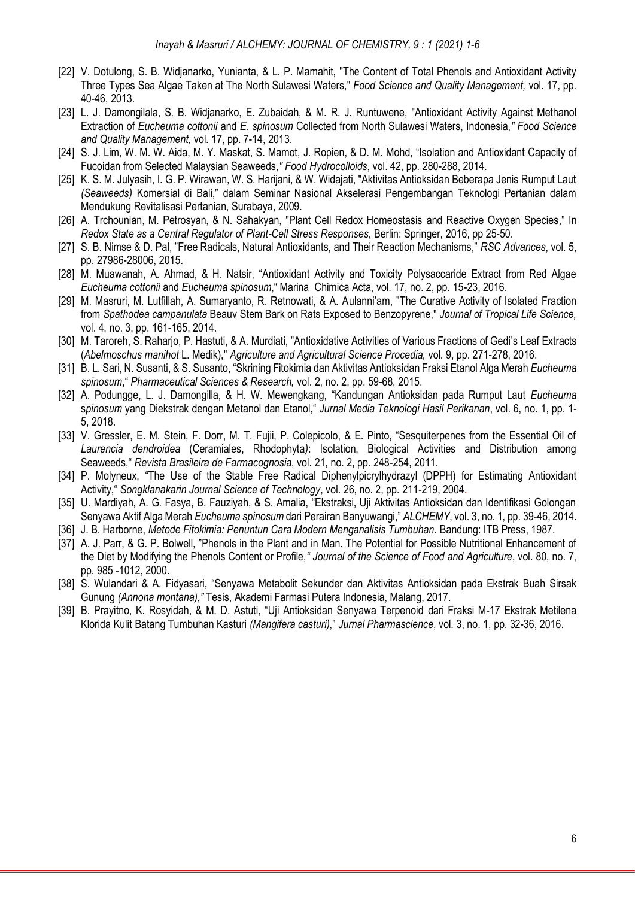[22] V. Dotulong, S. B. Widjanarko, Yunianta, & L. P. Mamahit, "The Content of Total Phenols and Antioxidant Activity Three Types Sea Algae Taken at The North Sulawesi Waters," *Food Science and Quality Management,* vol. 17, pp. 40-46, 2013.

[23] L. J. Damongilala, S. B. Widjanarko, E. Zubaidah, & M. R. J. Runtuwene, "Antioxidant Activity Against Methanol Extraction of *Eucheuma cottonii* and *E. spinosum* Collected from North Sulawesi Waters, Indonesia," *Food Science and Quality Management,* vol. 17, pp. 7-14, 2013.

[24] S. J. Lim, W. M. W. Aida, M. Y. Maskat, S. Mamot, J. Ropien, & D. M. Mohd, "Isolation and Antioxidant Capacity of Fucoidan from Selected Malaysian Seaweeds," *Food Hydrocolloids*, vol. 42, pp. 280-288, 2014.

[25] K. S. M. Julyasih, I. G. P. Wirawan, W. S. Harijani, & W. Widajati, "Aktivitas Antioksidan Beberapa Jenis Rumput Laut *(Seaweeds)* Komersial di Bali," dalam Seminar Nasional Akselerasi Pengembangan Teknologi Pertanian dalam Mendukung Revitalisasi Pertanian, Surabaya, 2009.

[26] A. Trchounian, M. Petrosyan, & N. Sahakyan, "Plant Cell Redox Homeostasis and Reactive Oxygen Species," In *Redox State as a Central Regulator of Plant-Cell Stress Responses*, Berlin: Springer, 2016, pp 25-50.

[27] S. B. Nimse & D. Pal, "Free Radicals, Natural Antioxidants, and Their Reaction Mechanisms," *RSC Advances*, vol. 5, pp. 27986-28006, 2015.

[28] M. Muawanah, A. Ahmad, & H. Natsir, "Antioxidant Activity and Toxicity Polysaccharide Extract from Red Algae *Eucheuma cottonii* and *Eucheuma spinosum*," Marina Chimica Acta, vol. 17, no. 2, pp. 15-23, 2016.

[29] M. Masruri, M. Lutfillah, A. Sumaryanto, R. Retnowati, & A. Aulanni'am, "The Curative Activity of Isolated Fraction from *Spathodea campanulata* Beauv Stem Bark on Rats Exposed to Benzopyrene," *Journal of Tropical Life Science,* vol. 4, no. 3, pp. 161-165, 2014.

[30] M. Taroreh, S. Raharjo, P. Hastuti, & A. Murdiati, "Antioxidative Activities of Various Fractions of Gedi's Leaf Extracts (*Abelmoschus manihot* L. Medik)," *Agriculture and Agricultural Science Procedia,* vol. 9, pp. 271-278, 2016.

[31] B. L. Sari, N. Susanti, & S. Susanto, "Skrining Fitokimia dan Aktivitas Antioksidan Fraksi Etanol Alga Merah *Eucheuma spinosum*," *Pharmaceutical Sciences & Research,* vol. 2, no. 2, pp. 59-68, 2015.

[32] A. Podungge, L. J. Damongilla, & H. W. Mewengkang, "Kandungan Antioksidan pada Rumput Laut *Eucheuma spinosum* yang Diekstrak dengan Metanol dan Etanol," *Jurnal Media Teknologi Hasil Perikanan*, vol. 6, no. 1, pp. 1-5, 2018.

[33] V. Gressler, E. M. Stein, F. Dorr, M. T. Fujii, P. Colepicolo, & E. Pinto, "Sesquiterpenes from the Essential Oil of *Laurencia dendroidea* (Ceramiales, Rhodophyta): Isolation, Biological Activities and Distribution among Seaweeds," *Revista Brasileira de Farmacognosia*, vol. 21, no. 2, pp. 248-254, 2011.

[34] P. Molyneux, "The Use of the Stable Free Radical Diphenylpicrylhydrazyl (DPPH) for Estimating Antioxidant Activity," *Songklanakarin Journal Science of Technology*, vol. 26, no. 2, pp. 211-219, 2004.

[35] U. Mardiyah, A. G. Fasya, B. Fauziyah, & S. Amalia, "Ekstraksi, Uji Aktivitas Antioksidan dan Identifikasi Golongan Senyawa Aktif Alga Merah *Eucheuma spinosum* dari Perairan Banyuwangi," *ALCHEMY*, vol. 3, no. 1, pp. 39-46, 2014.

[36] J. B. Harborne, *Metode Fitokimia: Penuntun Cara Modern Menganalisis Tumbuhan.* Bandung: ITB Press, 1987.

[37] A. J. Parr, & G. P. Bolwell, "Phenols in the Plant and in Man. The Potential for Possible Nutritional Enhancement of the Diet by Modifying the Phenols Content or Profile," *Journal of the Science of Food and Agriculture*, vol. 80, no. 7, pp. 985 -1012, 2000.

[38] S. Wulandari & A. Fidyasari, "Senyawa Metabolit Sekunder dan Aktivitas Antioksidan pada Ekstrak Buah Sirsak Gunung *(Annona montana),"* Tesis, Akademi Farmasi Putera Indonesia, Malang, 2017.

[39] B. Prayitno, K. Rosyidah, & M. D. Astuti, "Uji Antioksidan Senyawa Terpenoid dari Fraksi M-17 Ekstrak Metilena Klorida Kulit Batang Tumbuhan Kasturi *(Mangifera casturi)*," *Jurnal Pharmascience*, vol. 3, no. 1, pp. 32-36, 2016.